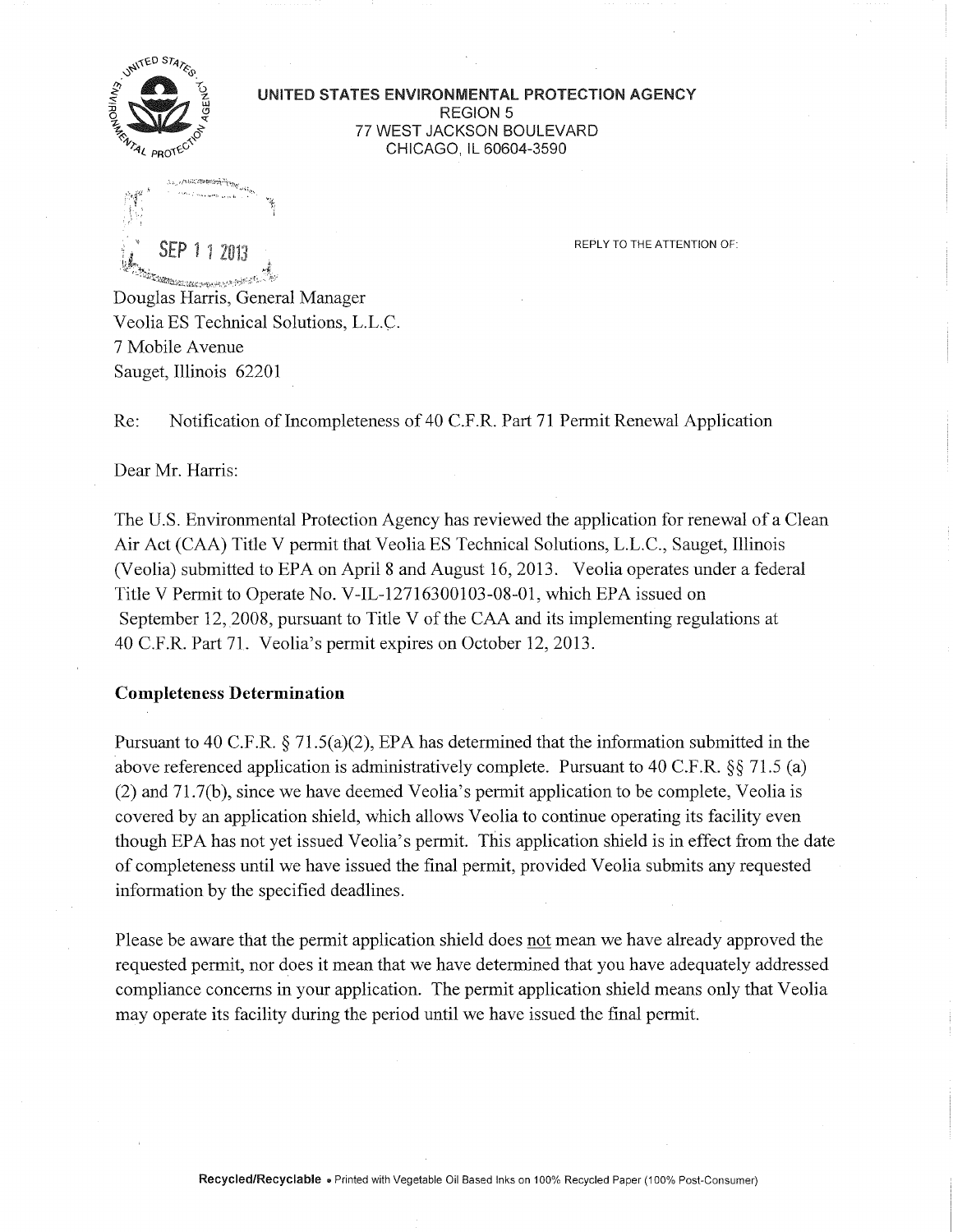**UNITED STATES ENVIRONMENTAL PROTECTION AGENCY**
REGION 5
77 WEST JACKSON BOULEVARD
CHICAGO, IL 60604-3590

SEP 11 2013

REPLY TO THE ATTENTION OF:

Douglas Harris, General Manager
Veolia ES Technical Solutions, L.L.C.
7 Mobile Avenue
Sauget, Illinois 62201

Re: Notification of Incompleteness of 40 C.F.R. Part 71 Permit Renewal Application

Dear Mr. Harris:

The U.S. Environmental Protection Agency has reviewed the application for renewal of a Clean Air Act (CAA) Title V permit that Veolia ES Technical Solutions, L.L.C., Sauget, Illinois (Veolia) submitted to EPA on April 8 and August 16, 2013. Veolia operates under a federal Title V Permit to Operate No. V-IL-12716300103-08-01, which EPA issued on September 12, 2008, pursuant to Title V of the CAA and its implementing regulations at 40 C.F.R. Part 71. Veolia's permit expires on October 12, 2013.

**Completeness Determination**

Pursuant to 40 C.F.R. § 71.5(a)(2), EPA has determined that the information submitted in the above referenced application is administratively complete. Pursuant to 40 C.F.R. §§ 71.5 (a) (2) and 71.7(b), since we have deemed Veolia's permit application to be complete, Veolia is covered by an application shield, which allows Veolia to continue operating its facility even though EPA has not yet issued Veolia's permit. This application shield is in effect from the date of completeness until we have issued the final permit, provided Veolia submits any requested information by the specified deadlines.

Please be aware that the permit application shield does not mean we have already approved the requested permit, nor does it mean that we have determined that you have adequately addressed compliance concerns in your application. The permit application shield means only that Veolia may operate its facility during the period until we have issued the final permit.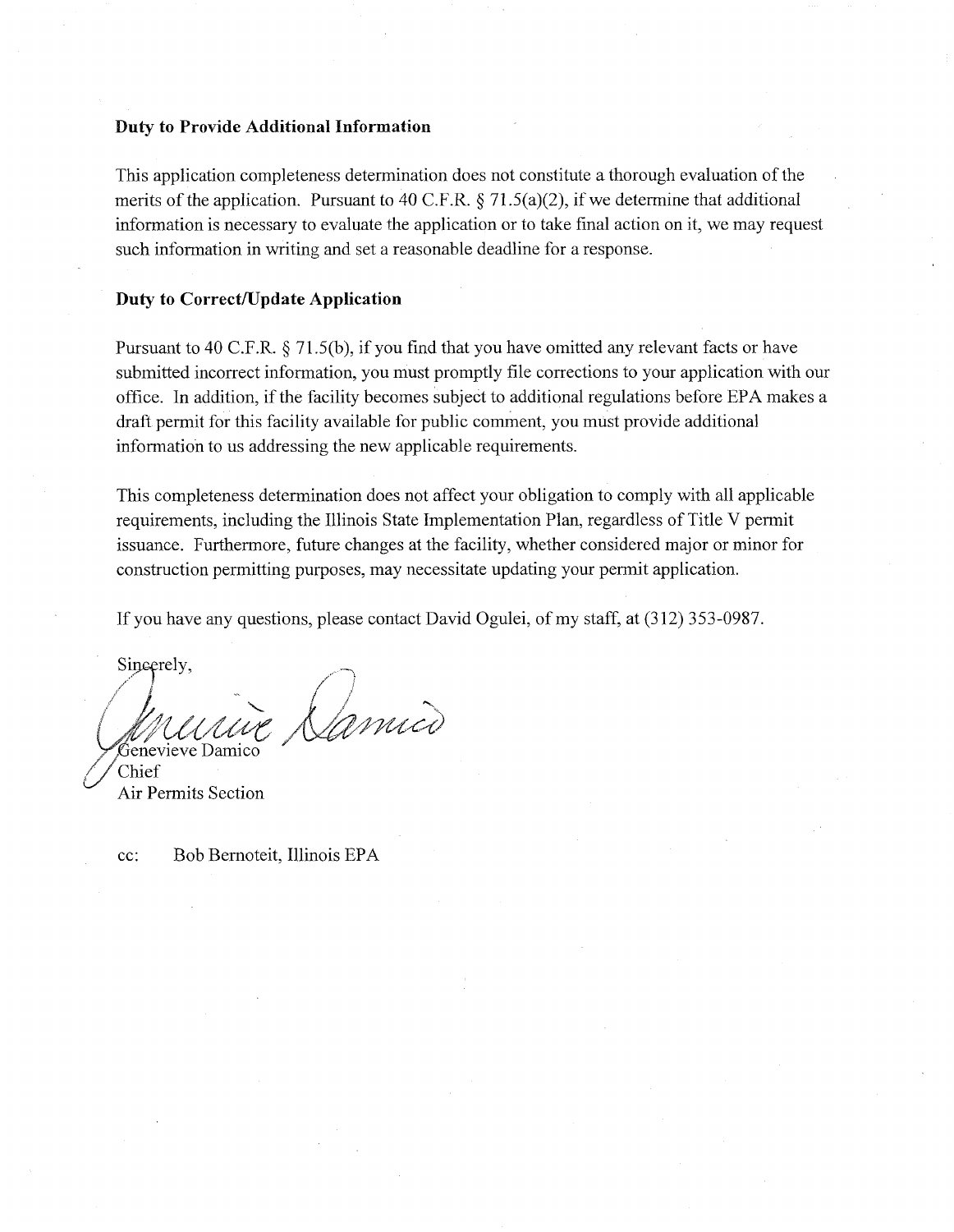**Duty to Provide Additional Information**

This application completeness determination does not constitute a thorough evaluation of the merits of the application. Pursuant to 40 C.F.R. § 71.5(a)(2), if we determine that additional information is necessary to evaluate the application or to take final action on it, we may request such information in writing and set a reasonable deadline for a response.

**Duty to Correct/Update Application**

Pursuant to 40 C.F.R. § 71.5(b), if you find that you have omitted any relevant facts or have submitted incorrect information, you must promptly file corrections to your application with our office. In addition, if the facility becomes subject to additional regulations before EPA makes a draft permit for this facility available for public comment, you must provide additional information to us addressing the new applicable requirements.

This completeness determination does not affect your obligation to comply with all applicable requirements, including the Illinois State Implementation Plan, regardless of Title V permit issuance. Furthermore, future changes at the facility, whether considered major or minor for construction permitting purposes, may necessitate updating your permit application.

If you have any questions, please contact David Ogulei, of my staff, at (312) 353-0987.

Sincerely,

Genevieve Damico
Chief
Air Permits Section

cc: Bob Bernoteit, Illinois EPA